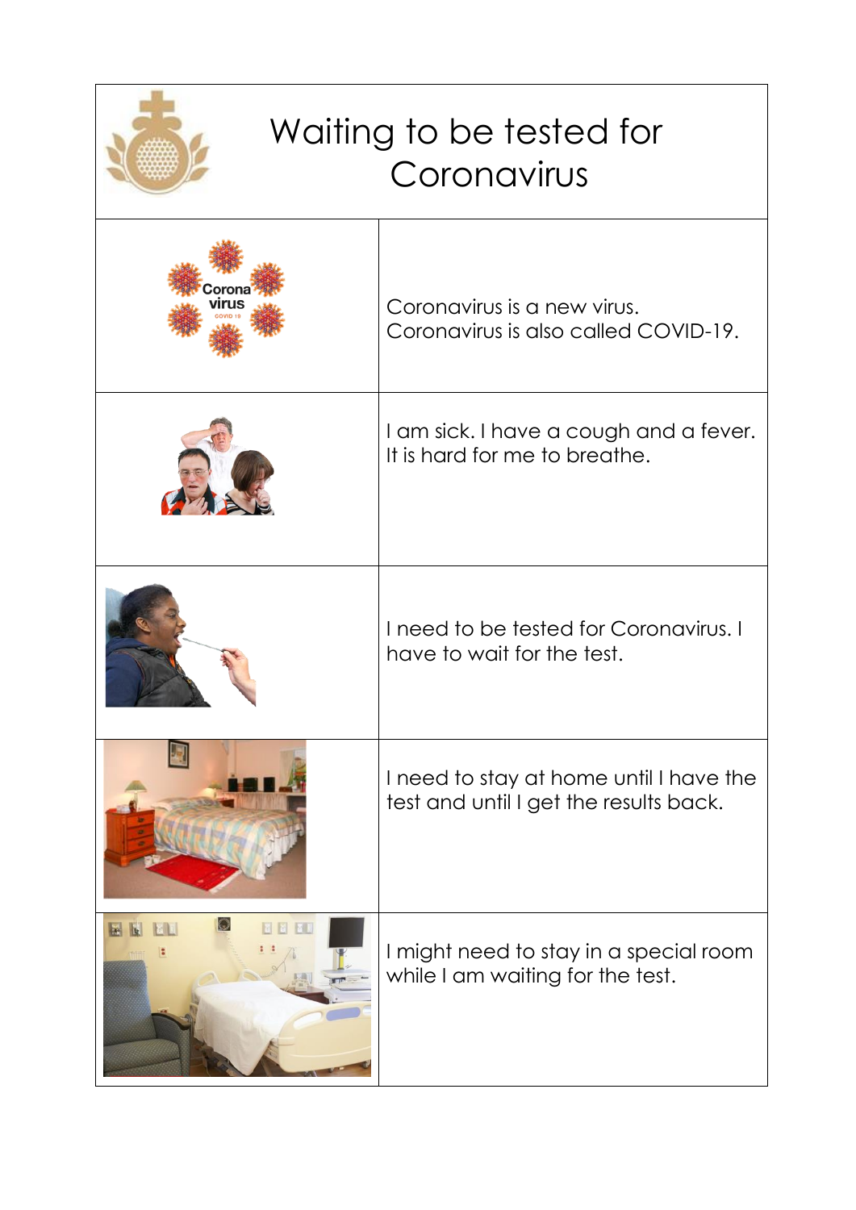# Waiting to be tested for Coronavirus

Coronavirus is a new virus.
Coronavirus is also called COVID-19.

I am sick. I have a cough and a fever.
It is hard for me to breathe.

I need to be tested for Coronavirus. I have to wait for the test.

I need to stay at home until I have the test and until I get the results back.

I might need to stay in a special room while I am waiting for the test.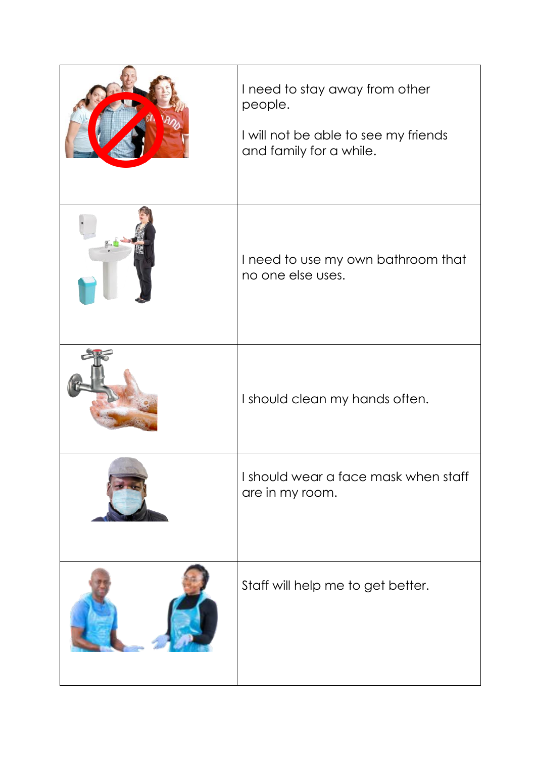| | |
|---|---|
| | I need to stay away from other people.<br><br>I will not be able to see my friends and family for a while. |
| | I need to use my own bathroom that no one else uses. |
| | I should clean my hands often. |
| | I should wear a face mask when staff are in my room. |
| | Staff will help me to get better. |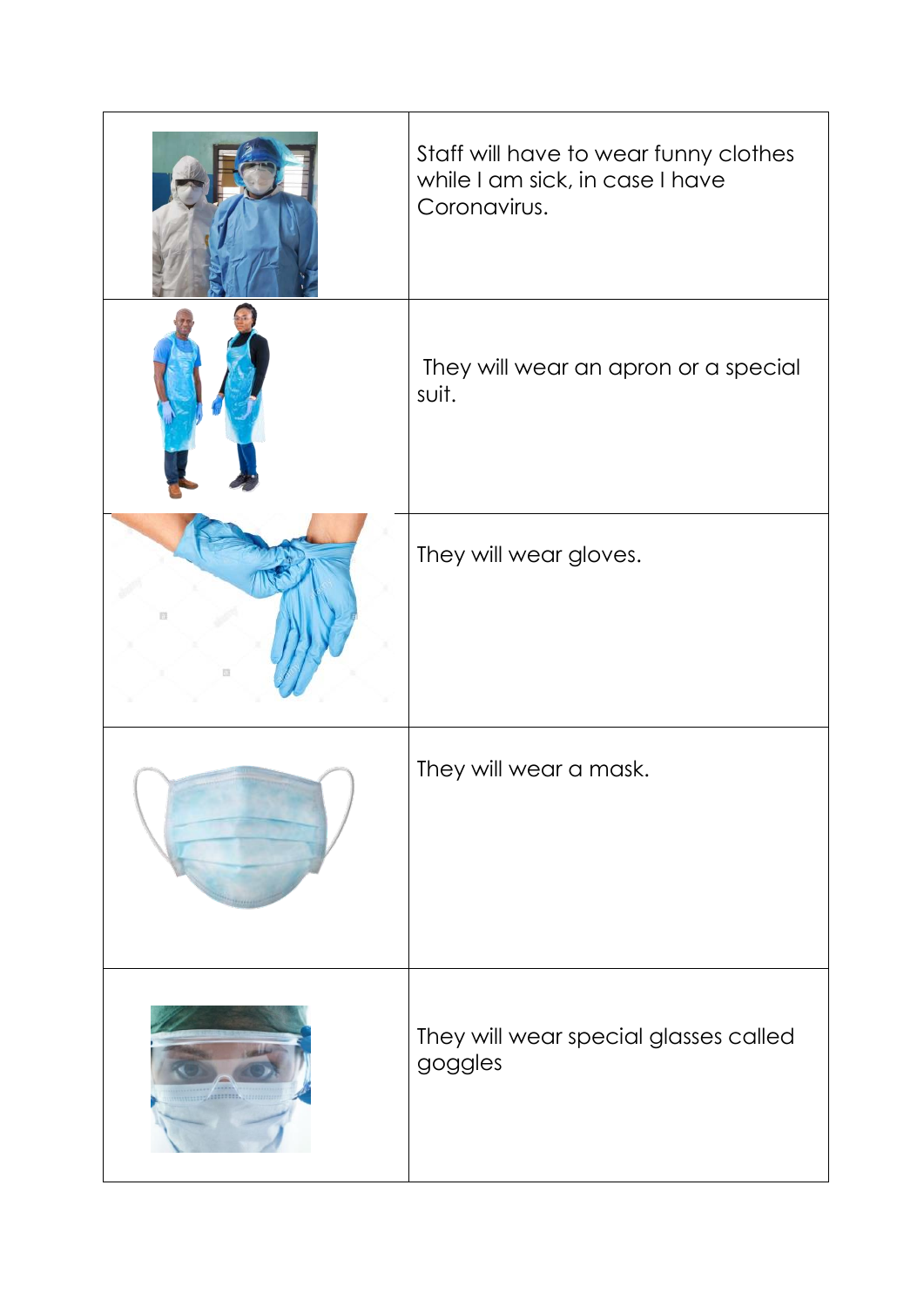| | |
|---|---|
| | Staff will have to wear funny clothes while I am sick, in case I have Coronavirus. |
| | They will wear an apron or a special suit. |
| | They will wear gloves. |
| | They will wear a mask. |
| | They will wear special glasses called goggles |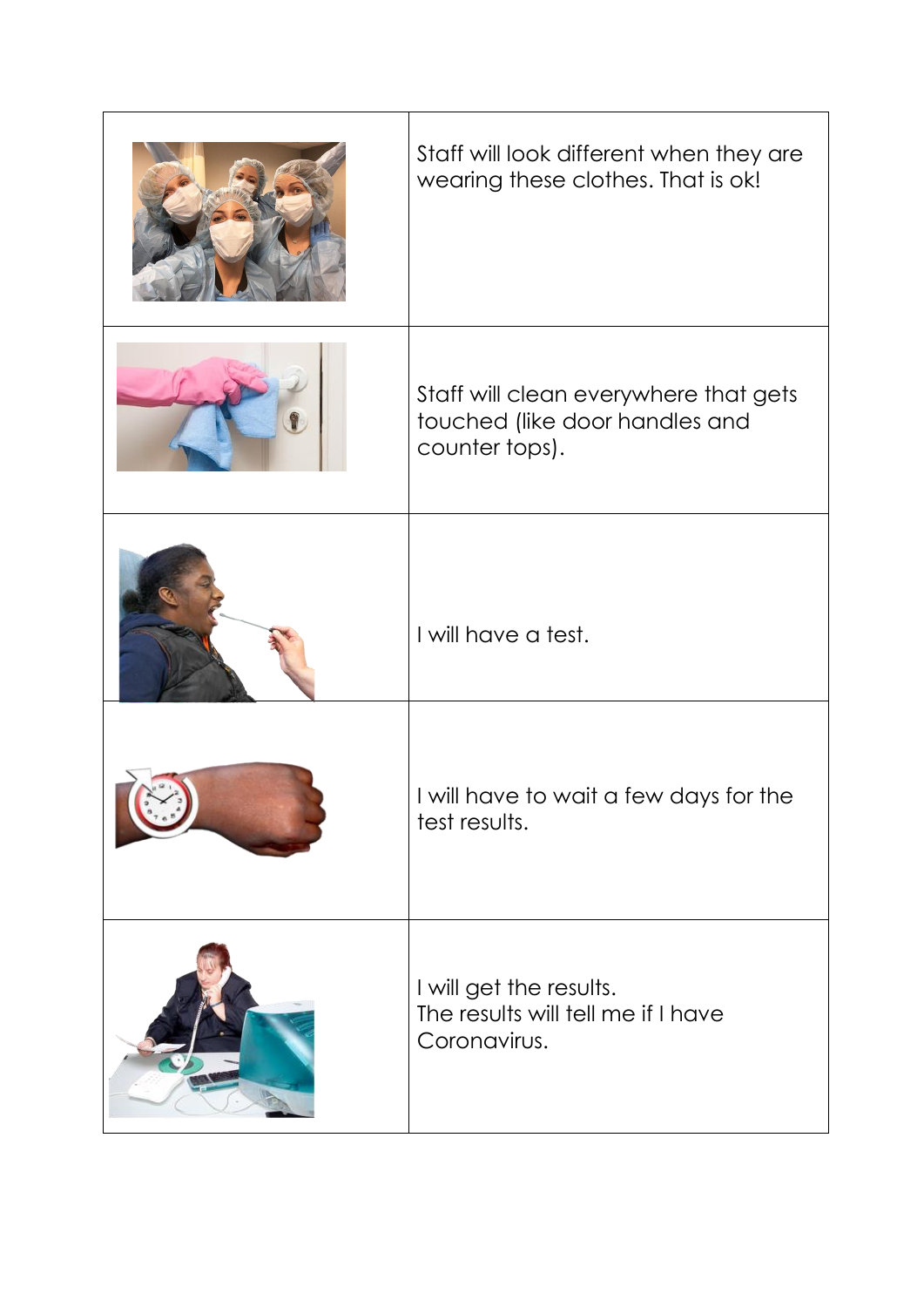| | |
|---|---|
| | Staff will look different when they are wearing these clothes. That is ok! |
| | Staff will clean everywhere that gets touched (like door handles and counter tops). |
| | I will have a test. |
| | I will have to wait a few days for the test results. |
| | I will get the results.<br>The results will tell me if I have Coronavirus. |